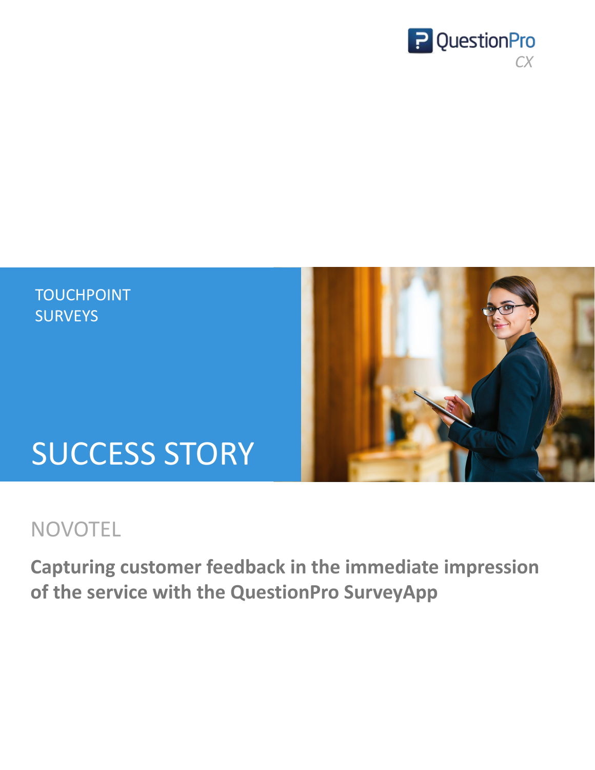QuestionPro CX

TOUCHPOINT SURVEYS

# SUCCESS STORY

## NOVOTEL

**Capturing customer feedback in the immediate impression of the service with the QuestionPro SurveyApp**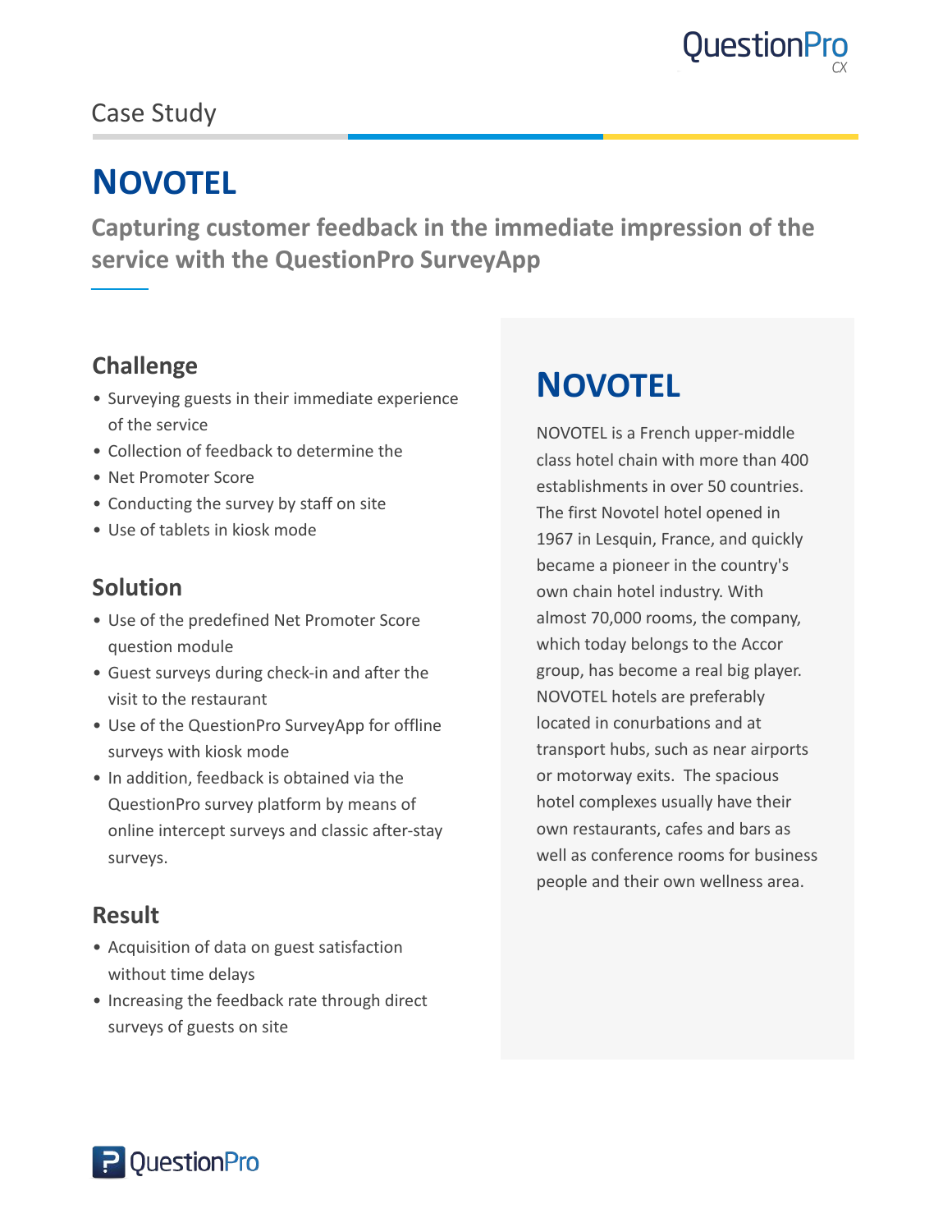Case Study

# NOVOTEL

## Capturing customer feedback in the immediate impression of the service with the QuestionPro SurveyApp

### Challenge

- Surveying guests in their immediate experience of the service
- Collection of feedback to determine the
- Net Promoter Score
- Conducting the survey by staff on site
- Use of tablets in kiosk mode

### Solution

- Use of the predefined Net Promoter Score question module
- Guest surveys during check-in and after the visit to the restaurant
- Use of the QuestionPro SurveyApp for offline surveys with kiosk mode
- In addition, feedback is obtained via the QuestionPro survey platform by means of online intercept surveys and classic after-stay surveys.

### Result

- Acquisition of data on guest satisfaction without time delays
- Increasing the feedback rate through direct surveys of guests on site

## NOVOTEL

NOVOTEL is a French upper-middle class hotel chain with more than 400 establishments in over 50 countries. The first Novotel hotel opened in 1967 in Lesquin, France, and quickly became a pioneer in the country's own chain hotel industry. With almost 70,000 rooms, the company, which today belongs to the Accor group, has become a real big player. NOVOTEL hotels are preferably located in conurbations and at transport hubs, such as near airports or motorway exits. The spacious hotel complexes usually have their own restaurants, cafes and bars as well as conference rooms for business people and their own wellness area.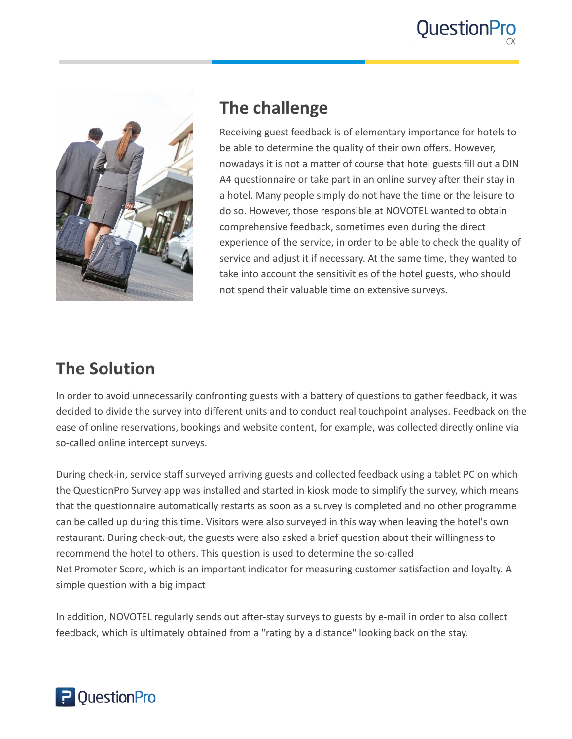## The challenge

Receiving guest feedback is of elementary importance for hotels to be able to determine the quality of their own offers. However, nowadays it is not a matter of course that hotel guests fill out a DIN A4 questionnaire or take part in an online survey after their stay in a hotel. Many people simply do not have the time or the leisure to do so. However, those responsible at NOVOTEL wanted to obtain comprehensive feedback, sometimes even during the direct experience of the service, in order to be able to check the quality of service and adjust it if necessary. At the same time, they wanted to take into account the sensitivities of the hotel guests, who should not spend their valuable time on extensive surveys.

## The Solution

In order to avoid unnecessarily confronting guests with a battery of questions to gather feedback, it was decided to divide the survey into different units and to conduct real touchpoint analyses. Feedback on the ease of online reservations, bookings and website content, for example, was collected directly online via so-called online intercept surveys.

During check-in, service staff surveyed arriving guests and collected feedback using a tablet PC on which the QuestionPro Survey app was installed and started in kiosk mode to simplify the survey, which means that the questionnaire automatically restarts as soon as a survey is completed and no other programme can be called up during this time. Visitors were also surveyed in this way when leaving the hotel's own restaurant. During check-out, the guests were also asked a brief question about their willingness to recommend the hotel to others. This question is used to determine the so-called Net Promoter Score, which is an important indicator for measuring customer satisfaction and loyalty. A simple question with a big impact

In addition, NOVOTEL regularly sends out after-stay surveys to guests by e-mail in order to also collect feedback, which is ultimately obtained from a "rating by a distance" looking back on the stay.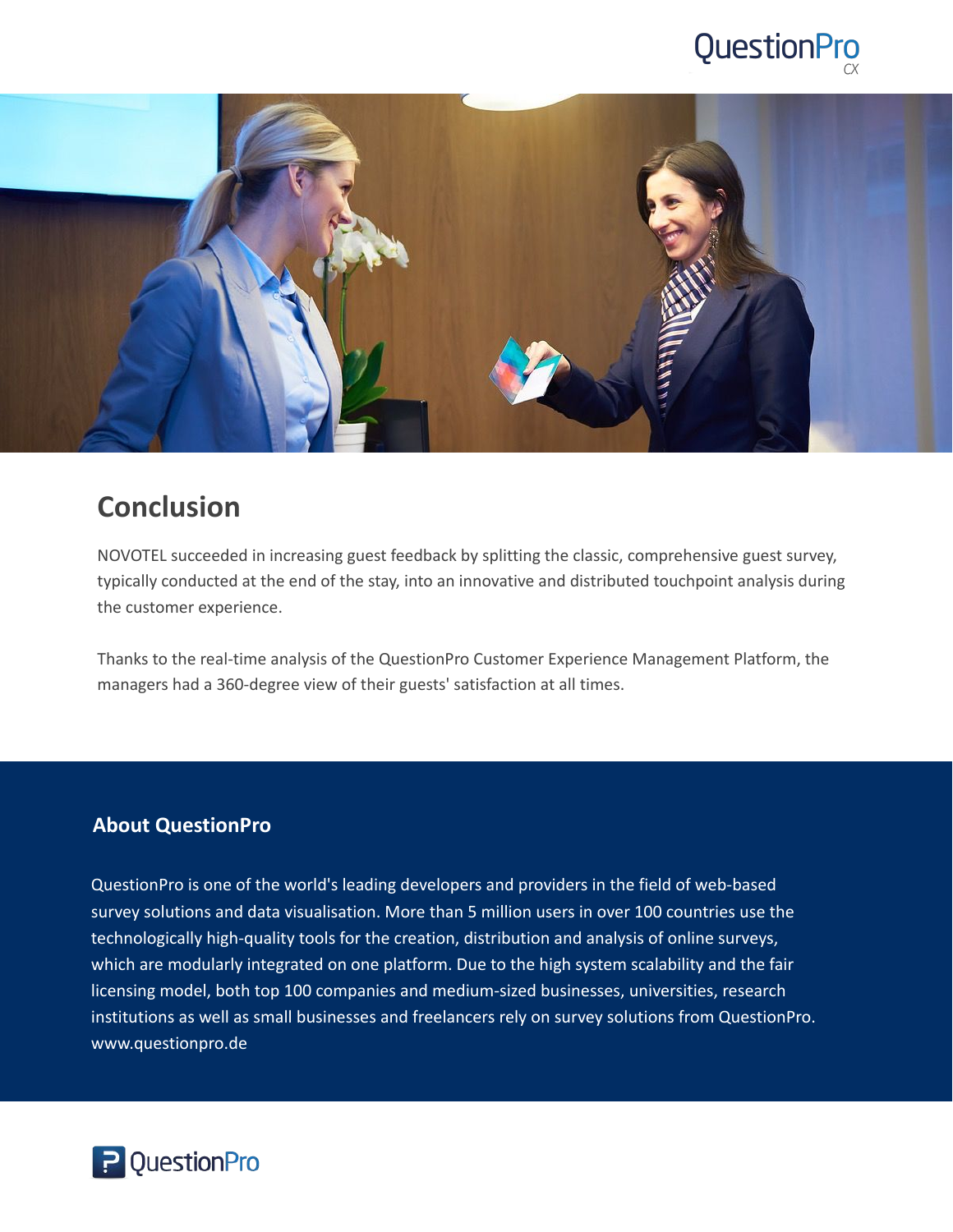## Conclusion

NOVOTEL succeeded in increasing guest feedback by splitting the classic, comprehensive guest survey, typically conducted at the end of the stay, into an innovative and distributed touchpoint analysis during the customer experience.

Thanks to the real-time analysis of the QuestionPro Customer Experience Management Platform, the managers had a 360-degree view of their guests' satisfaction at all times.

### About QuestionPro

QuestionPro is one of the world's leading developers and providers in the field of web-based survey solutions and data visualisation. More than 5 million users in over 100 countries use the technologically high-quality tools for the creation, distribution and analysis of online surveys, which are modularly integrated on one platform. Due to the high system scalability and the fair licensing model, both top 100 companies and medium-sized businesses, universities, research institutions as well as small businesses and freelancers rely on survey solutions from QuestionPro. www.questionpro.de